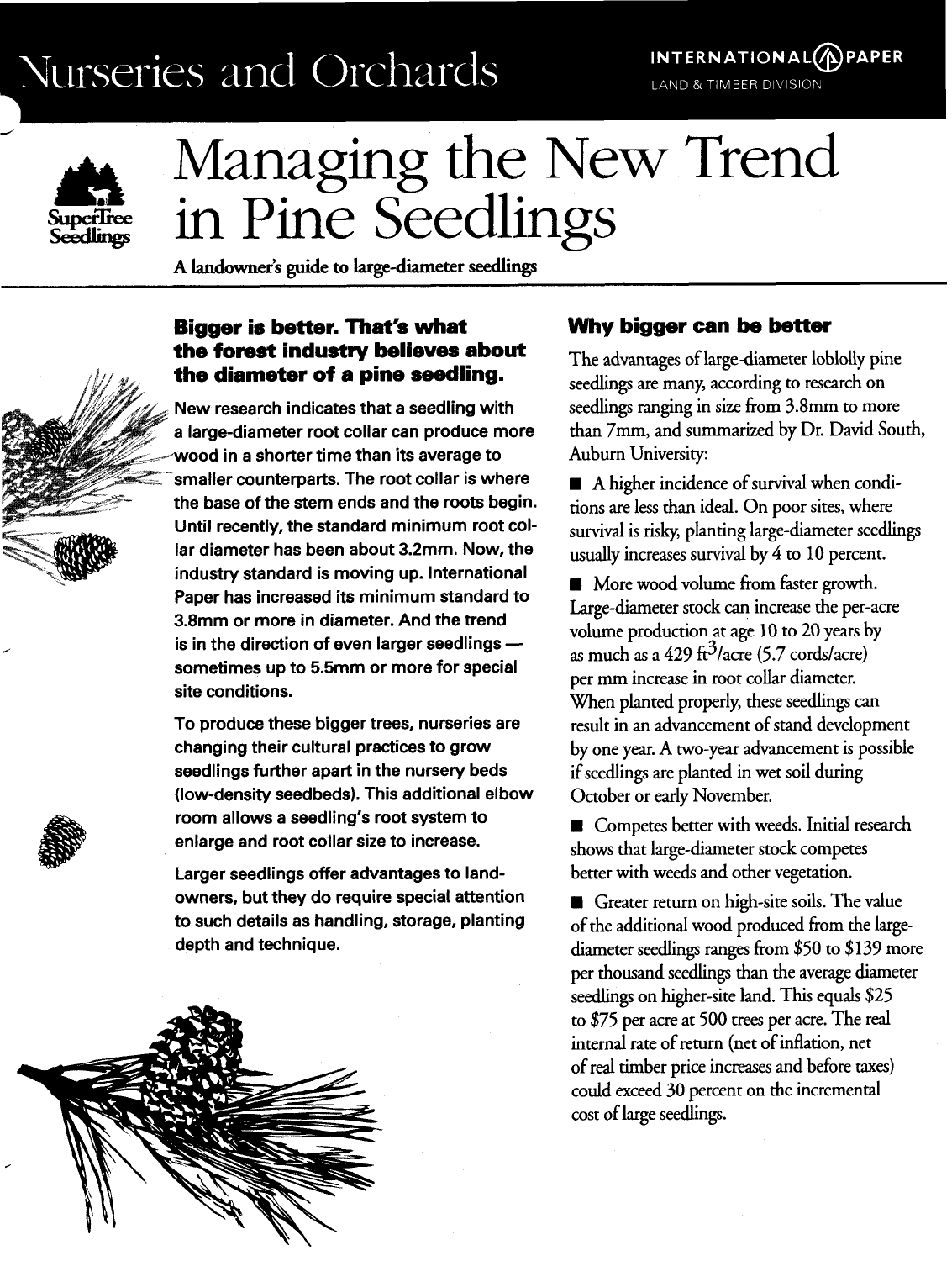Nurseries and Orchards

INTERNATIONAL PAPER
LAND & TIMBER DIVISION

SuperTree Seedlings

# Managing the New Trend in Pine Seedlings

**A landowner's guide to large-diameter seedlings**

### Bigger is better. That's what the forest industry believes about the diameter of a pine seedling.

New research indicates that a seedling with a large-diameter root collar can produce more wood in a shorter time than its average to smaller counterparts. The root collar is where the base of the stem ends and the roots begin. Until recently, the standard minimum root collar diameter has been about 3.2mm. Now, the industry standard is moving up. International Paper has increased its minimum standard to 3.8mm or more in diameter. And the trend is in the direction of even larger seedlings — sometimes up to 5.5mm or more for special site conditions.

To produce these bigger trees, nurseries are changing their cultural practices to grow seedlings further apart in the nursery beds (low-density seedbeds). This additional elbow room allows a seedling's root system to enlarge and root collar size to increase.

Larger seedlings offer advantages to landowners, but they do require special attention to such details as handling, storage, planting depth and technique.

### Why bigger can be better

The advantages of large-diameter loblolly pine seedlings are many, according to research on seedlings ranging in size from 3.8mm to more than 7mm, and summarized by Dr. David South, Auburn University:

- A higher incidence of survival when conditions are less than ideal. On poor sites, where survival is risky, planting large-diameter seedlings usually increases survival by 4 to 10 percent.
- More wood volume from faster growth. Large-diameter stock can increase the per-acre volume production at age 10 to 20 years by as much as a 429 $ft^3$/acre (5.7 cords/acre) per mm increase in root collar diameter. When planted properly, these seedlings can result in an advancement of stand development by one year. A two-year advancement is possible if seedlings are planted in wet soil during October or early November.
- Competes better with weeds. Initial research shows that large-diameter stock competes better with weeds and other vegetation.
- Greater return on high-site soils. The value of the additional wood produced from the large-diameter seedlings ranges from $50 to $139 more per thousand seedlings than the average diameter seedlings on higher-site land. This equals $25 to $75 per acre at 500 trees per acre. The real internal rate of return (net of inflation, net of real timber price increases and before taxes) could exceed 30 percent on the incremental cost of large seedlings.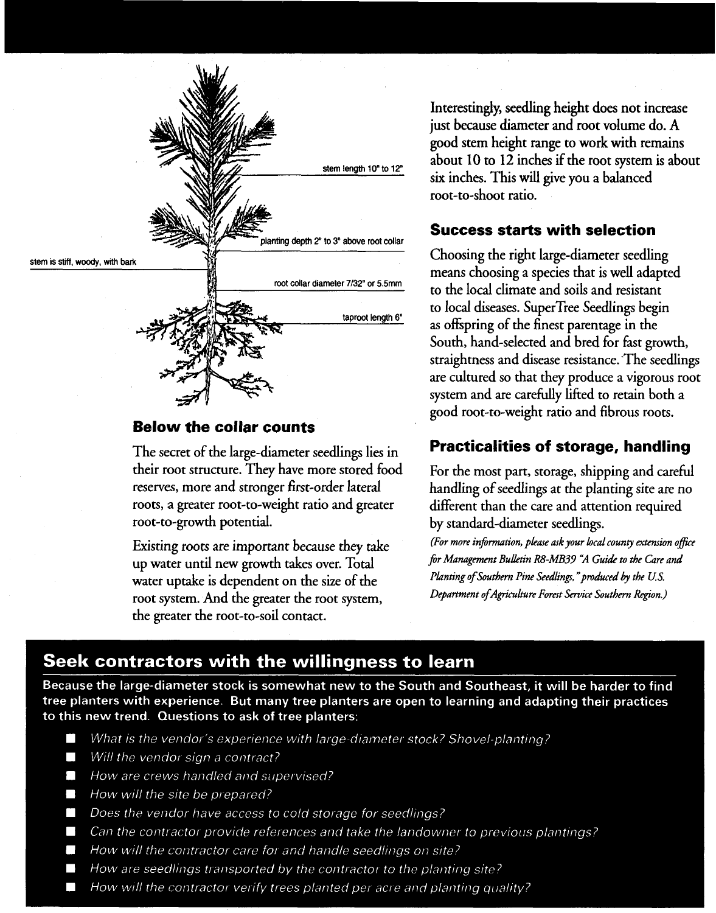stem length 10" to 12"

planting depth 2" to 3" above root collar

stem is stiff, woody, with bark

root collar diameter 7/32" or 5.5mm

taproot length 6"

## Below the collar counts

The secret of the large-diameter seedlings lies in their root structure. They have more stored food reserves, more and stronger first-order lateral roots, a greater root-to-weight ratio and greater root-to-growth potential.

Existing roots are important because they take up water until new growth takes over. Total water uptake is dependent on the size of the root system. And the greater the root system, the greater the root-to-soil contact.

Interestingly, seedling height does not increase just because diameter and root volume do. A good stem height range to work with remains about 10 to 12 inches if the root system is about six inches. This will give you a balanced root-to-shoot ratio.

## Success starts with selection

Choosing the right large-diameter seedling means choosing a species that is well adapted to the local climate and soils and resistant to local diseases. SuperTree Seedlings begin as offspring of the finest parentage in the South, hand-selected and bred for fast growth, straightness and disease resistance. The seedlings are cultured so that they produce a vigorous root system and are carefully lifted to retain both a good root-to-weight ratio and fibrous roots.

## Practicalities of storage, handling

For the most part, storage, shipping and careful handling of seedlings at the planting site are no different than the care and attention required by standard-diameter seedlings.

*(For more information, please ask your local county extension office for Management Bulletin R8-MB39 "A Guide to the Care and Planting of Southern Pine Seedlings," produced by the U.S. Department of Agriculture Forest Service Southern Region.)*

## Seek contractors with the willingness to learn

**Because the large-diameter stock is somewhat new to the South and Southeast, it will be harder to find tree planters with experience. But many tree planters are open to learning and adapting their practices to this new trend. Questions to ask of tree planters:**

- *What is the vendor's experience with large-diameter stock? Shovel-planting?*
- *Will the vendor sign a contract?*
- *How are crews handled and supervised?*
- *How will the site be prepared?*
- *Does the vendor have access to cold storage for seedlings?*
- *Can the contractor provide references and take the landowner to previous plantings?*
- *How will the contractor care for and handle seedlings on site?*
- *How are seedlings transported by the contractor to the planting site?*
- *How will the contractor verify trees planted per acre and planting quality?*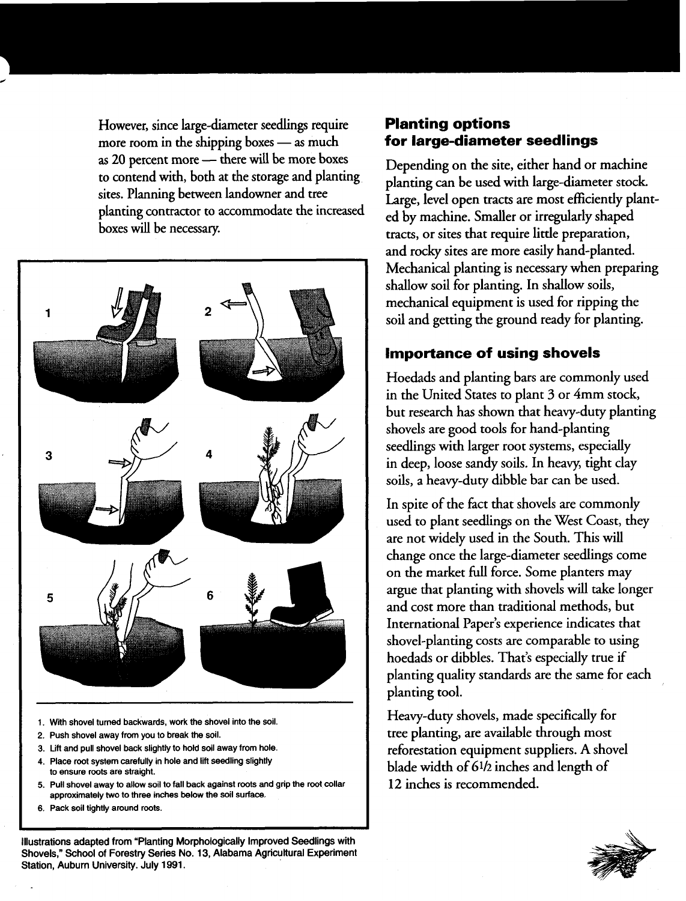However, since large-diameter seedlings require more room in the shipping boxes — as much as 20 percent more — there will be more boxes to contend with, both at the storage and planting sites. Planning between landowner and tree planting contractor to accommodate the increased boxes will be necessary.

1. With shovel turned backwards, work the shovel into the soil.
2. Push shovel away from you to break the soil.
3. Lift and pull shovel back slightly to hold soil away from hole.
4. Place root system carefully in hole and lift seedling slightly to ensure roots are straight.
5. Pull shovel away to allow soil to fall back against roots and grip the root collar approximately two to three inches below the soil surface.
6. Pack soil tightly around roots.

Illustrations adapted from "Planting Morphologically Improved Seedlings with Shovels," School of Forestry Series No. 13, Alabama Agricultural Experiment Station, Auburn University. July 1991.

## Planting options for large-diameter seedlings

Depending on the site, either hand or machine planting can be used with large-diameter stock. Large, level open tracts are most efficiently planted by machine. Smaller or irregularly shaped tracts, or sites that require little preparation, and rocky sites are more easily hand-planted. Mechanical planting is necessary when preparing shallow soil for planting. In shallow soils, mechanical equipment is used for ripping the soil and getting the ground ready for planting.

## Importance of using shovels

Hoedads and planting bars are commonly used in the United States to plant 3 or 4mm stock, but research has shown that heavy-duty planting shovels are good tools for hand-planting seedlings with larger root systems, especially in deep, loose sandy soils. In heavy, tight clay soils, a heavy-duty dibble bar can be used.

In spite of the fact that shovels are commonly used to plant seedlings on the West Coast, they are not widely used in the South. This will change once the large-diameter seedlings come on the market full force. Some planters may argue that planting with shovels will take longer and cost more than traditional methods, but International Paper's experience indicates that shovel-planting costs are comparable to using hoedads or dibbles. That's especially true if planting quality standards are the same for each planting tool.

Heavy-duty shovels, made specifically for tree planting, are available through most reforestation equipment suppliers. A shovel blade width of 6½ inches and length of 12 inches is recommended.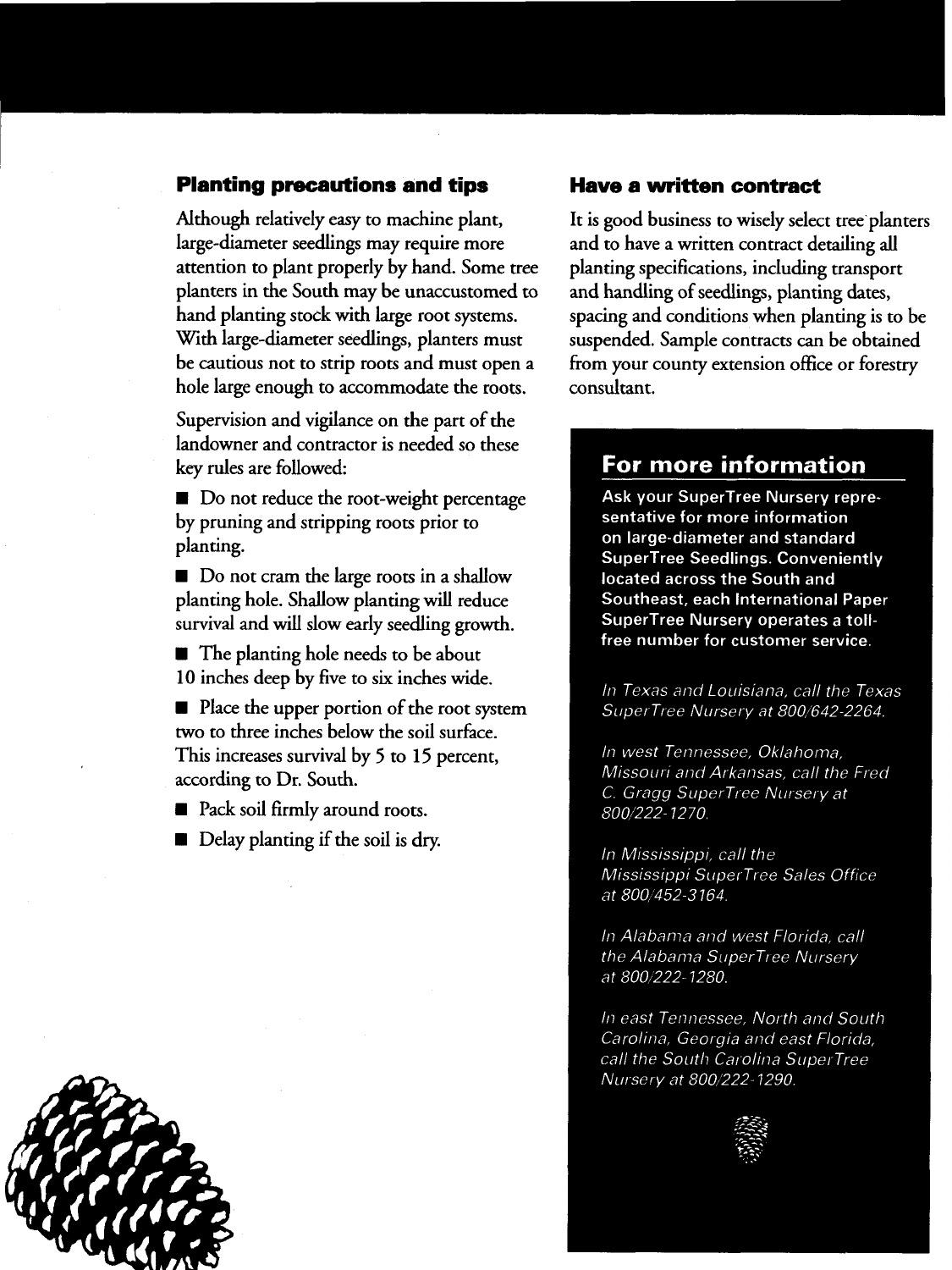## Planting precautions and tips

Although relatively easy to machine plant, large-diameter seedlings may require more attention to plant properly by hand. Some tree planters in the South may be unaccustomed to hand planting stock with large root systems. With large-diameter seedlings, planters must be cautious not to strip roots and must open a hole large enough to accommodate the roots.

Supervision and vigilance on the part of the landowner and contractor is needed so these key rules are followed:

- Do not reduce the root-weight percentage by pruning and stripping roots prior to planting.
- Do not cram the large roots in a shallow planting hole. Shallow planting will reduce survival and will slow early seedling growth.
- The planting hole needs to be about 10 inches deep by five to six inches wide.
- Place the upper portion of the root system two to three inches below the soil surface. This increases survival by 5 to 15 percent, according to Dr. South.
- Pack soil firmly around roots.
- Delay planting if the soil is dry.

## Have a written contract

It is good business to wisely select tree planters and to have a written contract detailing all planting specifications, including transport and handling of seedlings, planting dates, spacing and conditions when planting is to be suspended. Sample contracts can be obtained from your county extension office or forestry consultant.

## For more information

**Ask your SuperTree Nursery representative for more information on large-diameter and standard SuperTree Seedlings. Conveniently located across the South and Southeast, each International Paper SuperTree Nursery operates a toll-free number for customer service.**

*In Texas and Louisiana, call the Texas SuperTree Nursery at 800/642-2264.*

*In west Tennessee, Oklahoma, Missouri and Arkansas, call the Fred C. Gragg SuperTree Nursery at 800/222-1270.*

*In Mississippi, call the Mississippi SuperTree Sales Office at 800/452-3164.*

*In Alabama and west Florida, call the Alabama SuperTree Nursery at 800/222-1280.*

*In east Tennessee, North and South Carolina, Georgia and east Florida, call the South Carolina SuperTree Nursery at 800/222-1290.*